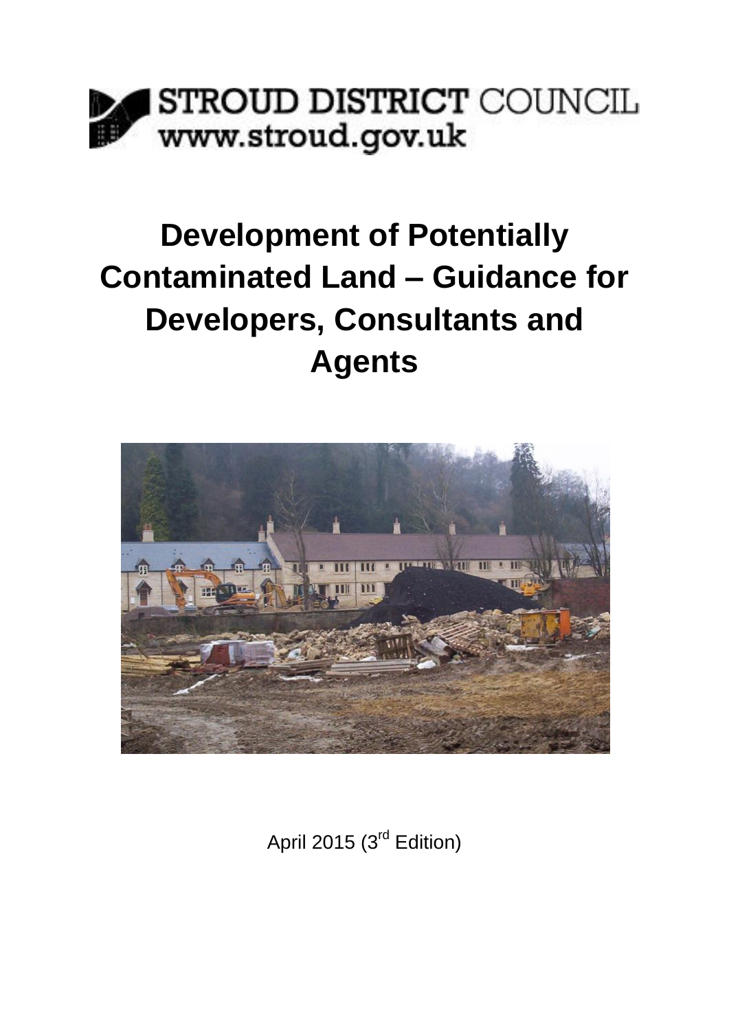STROUD DISTRICT COUNCIL
www.stroud.gov.uk

# Development of Potentially Contaminated Land – Guidance for Developers, Consultants and Agents

April 2015 (3rd Edition)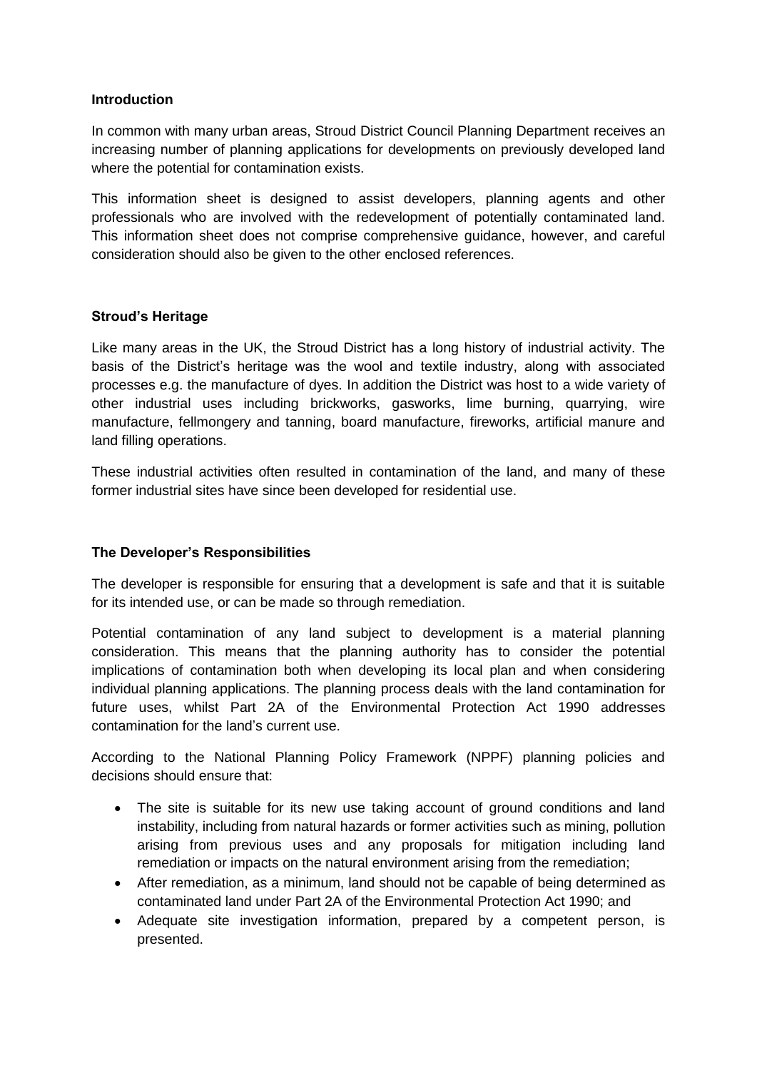## Introduction

In common with many urban areas, Stroud District Council Planning Department receives an increasing number of planning applications for developments on previously developed land where the potential for contamination exists.

This information sheet is designed to assist developers, planning agents and other professionals who are involved with the redevelopment of potentially contaminated land. This information sheet does not comprise comprehensive guidance, however, and careful consideration should also be given to the other enclosed references.

## Stroud's Heritage

Like many areas in the UK, the Stroud District has a long history of industrial activity. The basis of the District's heritage was the wool and textile industry, along with associated processes e.g. the manufacture of dyes. In addition the District was host to a wide variety of other industrial uses including brickworks, gasworks, lime burning, quarrying, wire manufacture, fellmongery and tanning, board manufacture, fireworks, artificial manure and land filling operations.

These industrial activities often resulted in contamination of the land, and many of these former industrial sites have since been developed for residential use.

## The Developer's Responsibilities

The developer is responsible for ensuring that a development is safe and that it is suitable for its intended use, or can be made so through remediation.

Potential contamination of any land subject to development is a material planning consideration. This means that the planning authority has to consider the potential implications of contamination both when developing its local plan and when considering individual planning applications. The planning process deals with the land contamination for future uses, whilst Part 2A of the Environmental Protection Act 1990 addresses contamination for the land's current use.

According to the National Planning Policy Framework (NPPF) planning policies and decisions should ensure that:

- The site is suitable for its new use taking account of ground conditions and land instability, including from natural hazards or former activities such as mining, pollution arising from previous uses and any proposals for mitigation including land remediation or impacts on the natural environment arising from the remediation;
- After remediation, as a minimum, land should not be capable of being determined as contaminated land under Part 2A of the Environmental Protection Act 1990; and
- Adequate site investigation information, prepared by a competent person, is presented.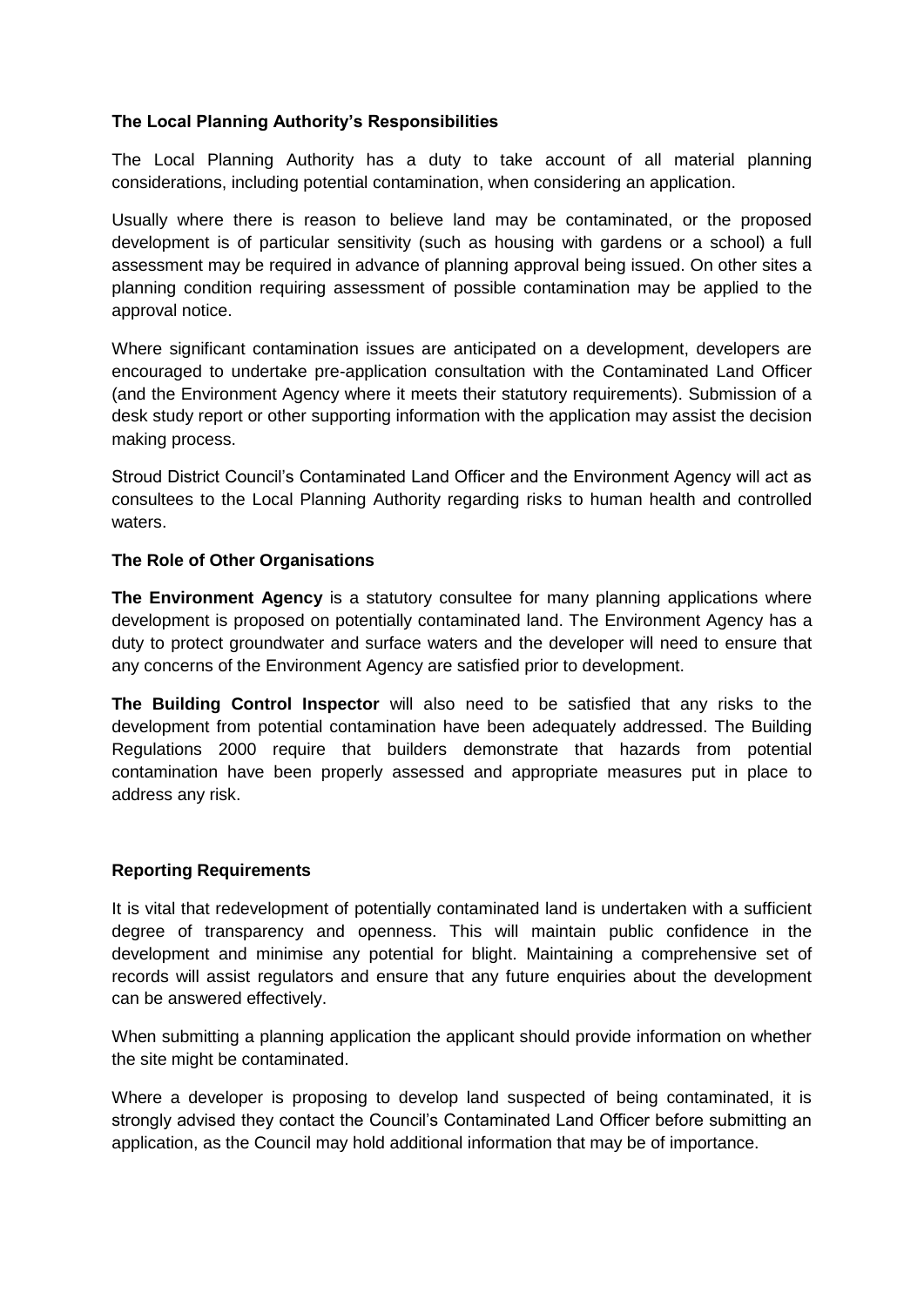**The Local Planning Authority's Responsibilities**

The Local Planning Authority has a duty to take account of all material planning considerations, including potential contamination, when considering an application.

Usually where there is reason to believe land may be contaminated, or the proposed development is of particular sensitivity (such as housing with gardens or a school) a full assessment may be required in advance of planning approval being issued. On other sites a planning condition requiring assessment of possible contamination may be applied to the approval notice.

Where significant contamination issues are anticipated on a development, developers are encouraged to undertake pre-application consultation with the Contaminated Land Officer (and the Environment Agency where it meets their statutory requirements). Submission of a desk study report or other supporting information with the application may assist the decision making process.

Stroud District Council's Contaminated Land Officer and the Environment Agency will act as consultees to the Local Planning Authority regarding risks to human health and controlled waters.

**The Role of Other Organisations**

**The Environment Agency** is a statutory consultee for many planning applications where development is proposed on potentially contaminated land. The Environment Agency has a duty to protect groundwater and surface waters and the developer will need to ensure that any concerns of the Environment Agency are satisfied prior to development.

**The Building Control Inspector** will also need to be satisfied that any risks to the development from potential contamination have been adequately addressed. The Building Regulations 2000 require that builders demonstrate that hazards from potential contamination have been properly assessed and appropriate measures put in place to address any risk.

**Reporting Requirements**

It is vital that redevelopment of potentially contaminated land is undertaken with a sufficient degree of transparency and openness. This will maintain public confidence in the development and minimise any potential for blight. Maintaining a comprehensive set of records will assist regulators and ensure that any future enquiries about the development can be answered effectively.

When submitting a planning application the applicant should provide information on whether the site might be contaminated.

Where a developer is proposing to develop land suspected of being contaminated, it is strongly advised they contact the Council's Contaminated Land Officer before submitting an application, as the Council may hold additional information that may be of importance.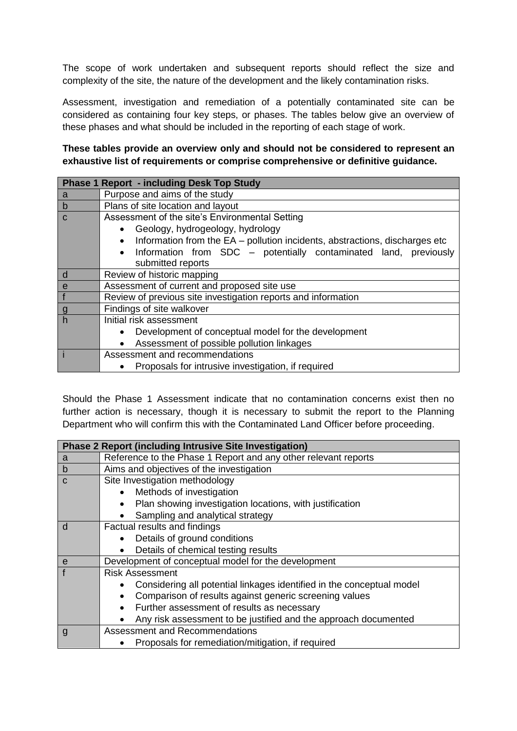The scope of work undertaken and subsequent reports should reflect the size and complexity of the site, the nature of the development and the likely contamination risks.

Assessment, investigation and remediation of a potentially contaminated site can be considered as containing four key steps, or phases. The tables below give an overview of these phases and what should be included in the reporting of each stage of work.

**These tables provide an overview only and should not be considered to represent an exhaustive list of requirements or comprise comprehensive or definitive guidance.**

| Phase 1 Report - including Desk Top Study | |
|---|---|
| a | Purpose and aims of the study |
| b | Plans of site location and layout |
| c | Assessment of the site's Environmental Setting<br>• Geology, hydrogeology, hydrology<br>• Information from the EA – pollution incidents, abstractions, discharges etc<br>• Information from SDC – potentially contaminated land, previously submitted reports |
| d | Review of historic mapping |
| e | Assessment of current and proposed site use |
| f | Review of previous site investigation reports and information |
| g | Findings of site walkover |
| h | Initial risk assessment<br>• Development of conceptual model for the development<br>• Assessment of possible pollution linkages |
| i | Assessment and recommendations<br>• Proposals for intrusive investigation, if required |

Should the Phase 1 Assessment indicate that no contamination concerns exist then no further action is necessary, though it is necessary to submit the report to the Planning Department who will confirm this with the Contaminated Land Officer before proceeding.

| Phase 2 Report (including Intrusive Site Investigation) | |
|---|---|
| a | Reference to the Phase 1 Report and any other relevant reports |
| b | Aims and objectives of the investigation |
| c | Site Investigation methodology<br>• Methods of investigation<br>• Plan showing investigation locations, with justification<br>• Sampling and analytical strategy |
| d | Factual results and findings<br>• Details of ground conditions<br>• Details of chemical testing results |
| e | Development of conceptual model for the development |
| f | Risk Assessment<br>• Considering all potential linkages identified in the conceptual model<br>• Comparison of results against generic screening values<br>• Further assessment of results as necessary<br>• Any risk assessment to be justified and the approach documented |
| g | Assessment and Recommendations<br>• Proposals for remediation/mitigation, if required |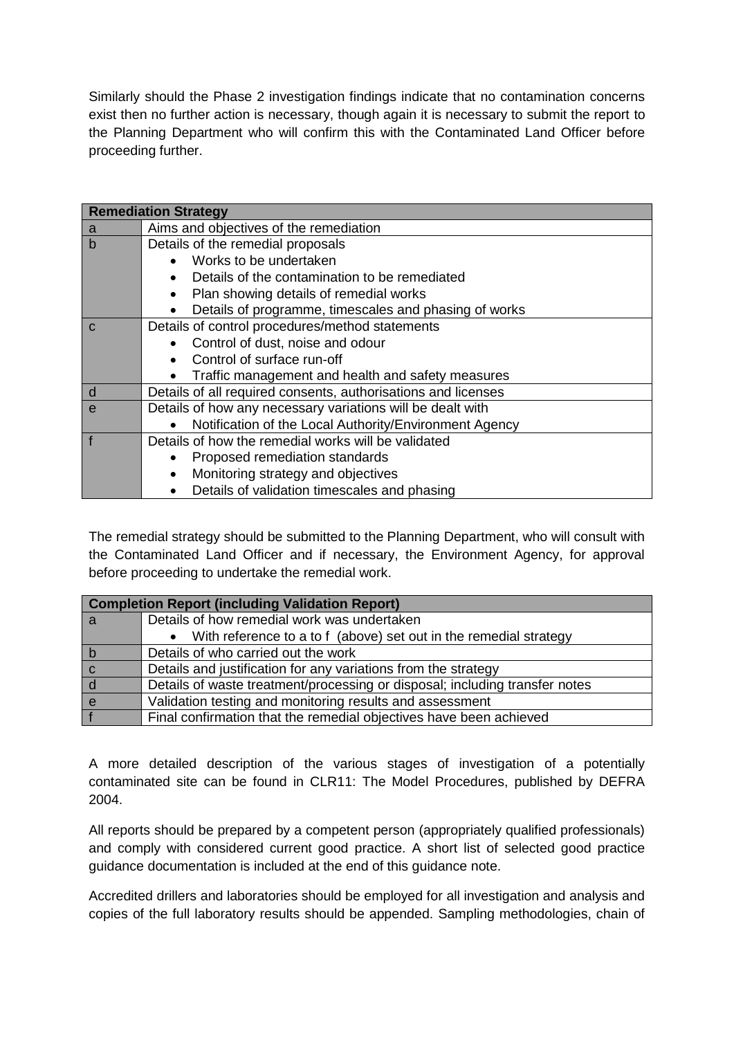Similarly should the Phase 2 investigation findings indicate that no contamination concerns exist then no further action is necessary, though again it is necessary to submit the report to the Planning Department who will confirm this with the Contaminated Land Officer before proceeding further.

| **Remediation Strategy** | |
|---|---|
| a | Aims and objectives of the remediation |
| b | Details of the remedial proposals<br>• Works to be undertaken<br>• Details of the contamination to be remediated<br>• Plan showing details of remedial works<br>• Details of programme, timescales and phasing of works |
| c | Details of control procedures/method statements<br>• Control of dust, noise and odour<br>• Control of surface run-off<br>• Traffic management and health and safety measures |
| d | Details of all required consents, authorisations and licenses |
| e | Details of how any necessary variations will be dealt with<br>• Notification of the Local Authority/Environment Agency |
| f | Details of how the remedial works will be validated<br>• Proposed remediation standards<br>• Monitoring strategy and objectives<br>• Details of validation timescales and phasing |

The remedial strategy should be submitted to the Planning Department, who will consult with the Contaminated Land Officer and if necessary, the Environment Agency, for approval before proceeding to undertake the remedial work.

| **Completion Report (including Validation Report)** | |
|---|---|
| a | Details of how remedial work was undertaken<br>• With reference to a to f (above) set out in the remedial strategy |
| b | Details of who carried out the work |
| c | Details and justification for any variations from the strategy |
| d | Details of waste treatment/processing or disposal; including transfer notes |
| e | Validation testing and monitoring results and assessment |
| f | Final confirmation that the remedial objectives have been achieved |

A more detailed description of the various stages of investigation of a potentially contaminated site can be found in CLR11: The Model Procedures, published by DEFRA 2004.

All reports should be prepared by a competent person (appropriately qualified professionals) and comply with considered current good practice. A short list of selected good practice guidance documentation is included at the end of this guidance note.

Accredited drillers and laboratories should be employed for all investigation and analysis and copies of the full laboratory results should be appended. Sampling methodologies, chain of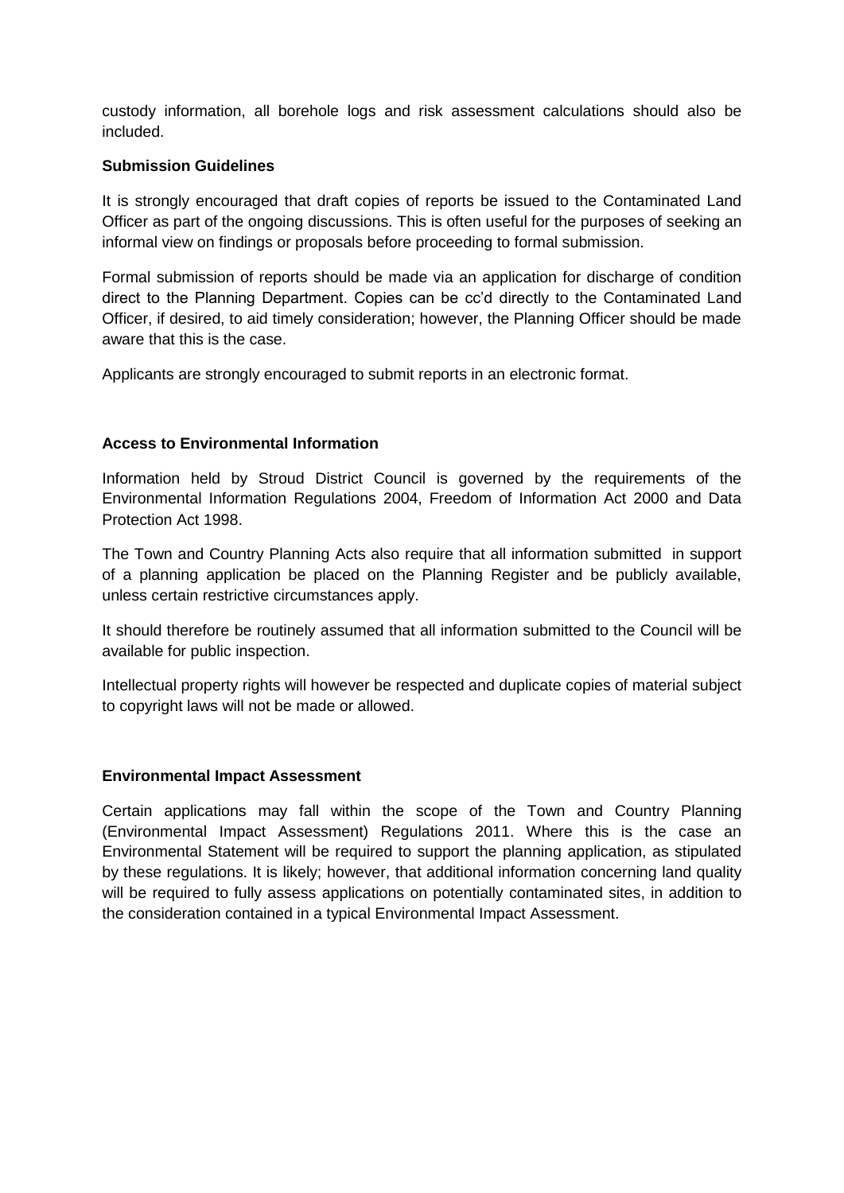custody information, all borehole logs and risk assessment calculations should also be included.

**Submission Guidelines**

It is strongly encouraged that draft copies of reports be issued to the Contaminated Land Officer as part of the ongoing discussions. This is often useful for the purposes of seeking an informal view on findings or proposals before proceeding to formal submission.

Formal submission of reports should be made via an application for discharge of condition direct to the Planning Department. Copies can be cc'd directly to the Contaminated Land Officer, if desired, to aid timely consideration; however, the Planning Officer should be made aware that this is the case.

Applicants are strongly encouraged to submit reports in an electronic format.

**Access to Environmental Information**

Information held by Stroud District Council is governed by the requirements of the Environmental Information Regulations 2004, Freedom of Information Act 2000 and Data Protection Act 1998.

The Town and Country Planning Acts also require that all information submitted in support of a planning application be placed on the Planning Register and be publicly available, unless certain restrictive circumstances apply.

It should therefore be routinely assumed that all information submitted to the Council will be available for public inspection.

Intellectual property rights will however be respected and duplicate copies of material subject to copyright laws will not be made or allowed.

**Environmental Impact Assessment**

Certain applications may fall within the scope of the Town and Country Planning (Environmental Impact Assessment) Regulations 2011. Where this is the case an Environmental Statement will be required to support the planning application, as stipulated by these regulations. It is likely; however, that additional information concerning land quality will be required to fully assess applications on potentially contaminated sites, in addition to the consideration contained in a typical Environmental Impact Assessment.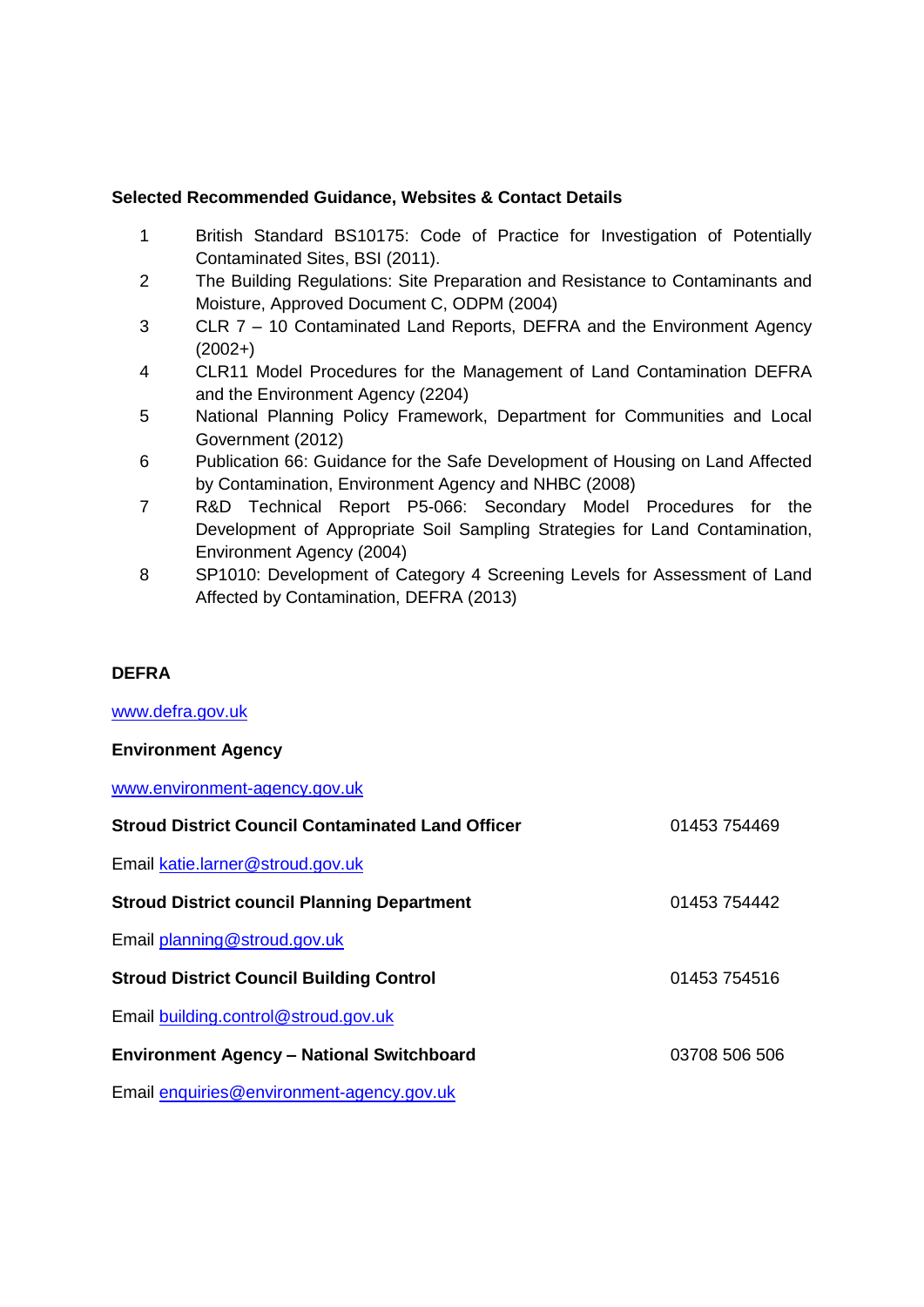**Selected Recommended Guidance, Websites & Contact Details**

1. British Standard BS10175: Code of Practice for Investigation of Potentially Contaminated Sites, BSI (2011).
2. The Building Regulations: Site Preparation and Resistance to Contaminants and Moisture, Approved Document C, ODPM (2004)
3. CLR 7 – 10 Contaminated Land Reports, DEFRA and the Environment Agency (2002+)
4. CLR11 Model Procedures for the Management of Land Contamination DEFRA and the Environment Agency (2204)
5. National Planning Policy Framework, Department for Communities and Local Government (2012)
6. Publication 66: Guidance for the Safe Development of Housing on Land Affected by Contamination, Environment Agency and NHBC (2008)
7. R&D Technical Report P5-066: Secondary Model Procedures for the Development of Appropriate Soil Sampling Strategies for Land Contamination, Environment Agency (2004)
8. SP1010: Development of Category 4 Screening Levels for Assessment of Land Affected by Contamination, DEFRA (2013)

**DEFRA**

www.defra.gov.uk

**Environment Agency**

www.environment-agency.gov.uk

**Stroud District Council Contaminated Land Officer** 01453 754469

Email katie.larner@stroud.gov.uk

**Stroud District council Planning Department** 01453 754442

Email planning@stroud.gov.uk

**Stroud District Council Building Control** 01453 754516

Email building.control@stroud.gov.uk

**Environment Agency – National Switchboard** 03708 506 506

Email enquiries@environment-agency.gov.uk